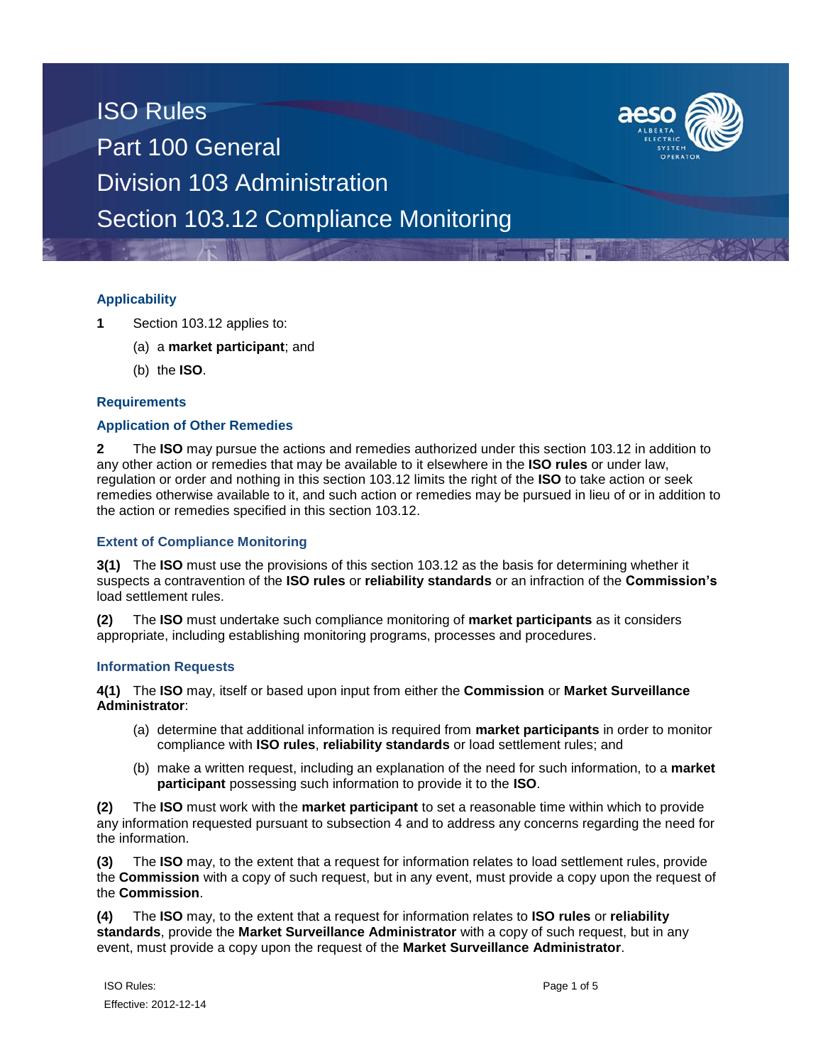# ISO Rules
# Part 100 General
# Division 103 Administration
# Section 103.12 Compliance Monitoring

### Applicability

**1** Section 103.12 applies to:

(a) a **market participant**; and

(b) the **ISO**.

### Requirements

### Application of Other Remedies

**2** The **ISO** may pursue the actions and remedies authorized under this section 103.12 in addition to any other action or remedies that may be available to it elsewhere in the **ISO rules** or under law, regulation or order and nothing in this section 103.12 limits the right of the **ISO** to take action or seek remedies otherwise available to it, and such action or remedies may be pursued in lieu of or in addition to the action or remedies specified in this section 103.12.

### Extent of Compliance Monitoring

**3(1)** The **ISO** must use the provisions of this section 103.12 as the basis for determining whether it suspects a contravention of the **ISO rules** or **reliability standards** or an infraction of the **Commission's** load settlement rules.

**(2)** The **ISO** must undertake such compliance monitoring of **market participants** as it considers appropriate, including establishing monitoring programs, processes and procedures.

### Information Requests

**4(1)** The **ISO** may, itself or based upon input from either the **Commission** or **Market Surveillance Administrator**:

(a) determine that additional information is required from **market participants** in order to monitor compliance with **ISO rules**, **reliability standards** or load settlement rules; and

(b) make a written request, including an explanation of the need for such information, to a **market participant** possessing such information to provide it to the **ISO**.

**(2)** The **ISO** must work with the **market participant** to set a reasonable time within which to provide any information requested pursuant to subsection 4 and to address any concerns regarding the need for the information.

**(3)** The **ISO** may, to the extent that a request for information relates to load settlement rules, provide the **Commission** with a copy of such request, but in any event, must provide a copy upon the request of the **Commission**.

**(4)** The **ISO** may, to the extent that a request for information relates to **ISO rules** or **reliability standards**, provide the **Market Surveillance Administrator** with a copy of such request, but in any event, must provide a copy upon the request of the **Market Surveillance Administrator**.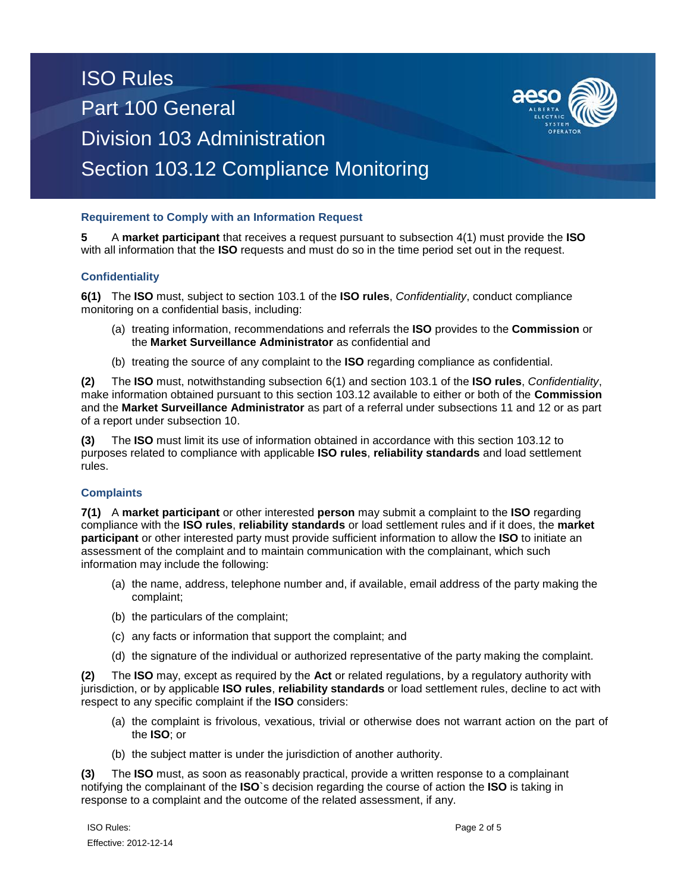### Requirement to Comply with an Information Request

**5** A **market participant** that receives a request pursuant to subsection 4(1) must provide the **ISO** with all information that the **ISO** requests and must do so in the time period set out in the request.

### Confidentiality

**6(1)** The **ISO** must, subject to section 103.1 of the **ISO rules**, *Confidentiality*, conduct compliance monitoring on a confidential basis, including:

(a) treating information, recommendations and referrals the **ISO** provides to the **Commission** or the **Market Surveillance Administrator** as confidential and

(b) treating the source of any complaint to the **ISO** regarding compliance as confidential.

**(2)** The **ISO** must, notwithstanding subsection 6(1) and section 103.1 of the **ISO rules**, *Confidentiality*, make information obtained pursuant to this section 103.12 available to either or both of the **Commission** and the **Market Surveillance Administrator** as part of a referral under subsections 11 and 12 or as part of a report under subsection 10.

**(3)** The **ISO** must limit its use of information obtained in accordance with this section 103.12 to purposes related to compliance with applicable **ISO rules**, **reliability standards** and load settlement rules.

### Complaints

**7(1)** A **market participant** or other interested **person** may submit a complaint to the **ISO** regarding compliance with the **ISO rules**, **reliability standards** or load settlement rules and if it does, the **market participant** or other interested party must provide sufficient information to allow the **ISO** to initiate an assessment of the complaint and to maintain communication with the complainant, which such information may include the following:

(a) the name, address, telephone number and, if available, email address of the party making the complaint;

(b) the particulars of the complaint;

(c) any facts or information that support the complaint; and

(d) the signature of the individual or authorized representative of the party making the complaint.

**(2)** The **ISO** may, except as required by the **Act** or related regulations, by a regulatory authority with jurisdiction, or by applicable **ISO rules**, **reliability standards** or load settlement rules, decline to act with respect to any specific complaint if the **ISO** considers:

(a) the complaint is frivolous, vexatious, trivial or otherwise does not warrant action on the part of the **ISO**; or

(b) the subject matter is under the jurisdiction of another authority.

**(3)** The **ISO** must, as soon as reasonably practical, provide a written response to a complainant notifying the complainant of the **ISO**`s decision regarding the course of action the **ISO** is taking in response to a complaint and the outcome of the related assessment, if any.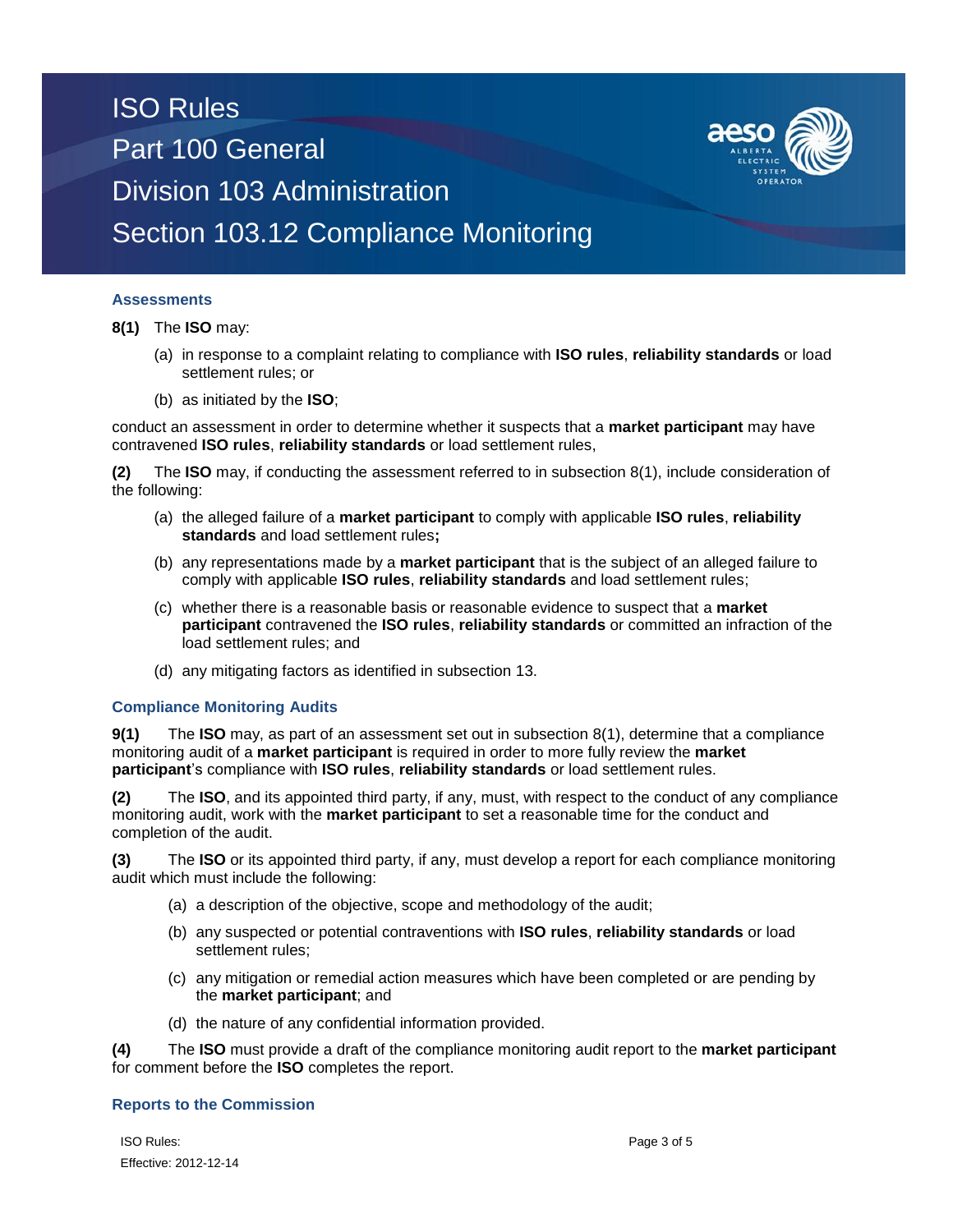### Assessments

**8(1)** The **ISO** may:

(a) in response to a complaint relating to compliance with **ISO rules**, **reliability standards** or load settlement rules; or

(b) as initiated by the **ISO**;

conduct an assessment in order to determine whether it suspects that a **market participant** may have contravened **ISO rules**, **reliability standards** or load settlement rules,

**(2)** The **ISO** may, if conducting the assessment referred to in subsection 8(1), include consideration of the following:

(a) the alleged failure of a **market participant** to comply with applicable **ISO rules**, **reliability standards** and load settlement rules**;**

(b) any representations made by a **market participant** that is the subject of an alleged failure to comply with applicable **ISO rules**, **reliability standards** and load settlement rules;

(c) whether there is a reasonable basis or reasonable evidence to suspect that a **market participant** contravened the **ISO rules**, **reliability standards** or committed an infraction of the load settlement rules; and

(d) any mitigating factors as identified in subsection 13.

### Compliance Monitoring Audits

**9(1)** The **ISO** may, as part of an assessment set out in subsection 8(1), determine that a compliance monitoring audit of a **market participant** is required in order to more fully review the **market participant**'s compliance with **ISO rules**, **reliability standards** or load settlement rules.

**(2)** The **ISO**, and its appointed third party, if any, must, with respect to the conduct of any compliance monitoring audit, work with the **market participant** to set a reasonable time for the conduct and completion of the audit.

**(3)** The **ISO** or its appointed third party, if any, must develop a report for each compliance monitoring audit which must include the following:

(a) a description of the objective, scope and methodology of the audit;

(b) any suspected or potential contraventions with **ISO rules**, **reliability standards** or load settlement rules;

(c) any mitigation or remedial action measures which have been completed or are pending by the **market participant**; and

(d) the nature of any confidential information provided.

**(4)** The **ISO** must provide a draft of the compliance monitoring audit report to the **market participant** for comment before the **ISO** completes the report.

### Reports to the Commission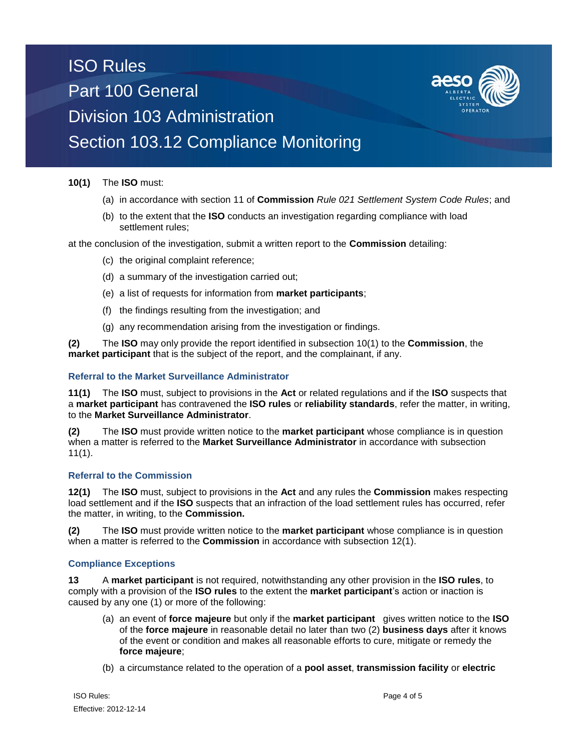**10(1)** The **ISO** must:

(a) in accordance with section 11 of **Commission** *Rule 021 Settlement System Code Rules*; and

(b) to the extent that the **ISO** conducts an investigation regarding compliance with load settlement rules;

at the conclusion of the investigation, submit a written report to the **Commission** detailing:

(c) the original complaint reference;

(d) a summary of the investigation carried out;

(e) a list of requests for information from **market participants**;

(f) the findings resulting from the investigation; and

(g) any recommendation arising from the investigation or findings.

**(2)** The **ISO** may only provide the report identified in subsection 10(1) to the **Commission**, the **market participant** that is the subject of the report, and the complainant, if any.

### Referral to the Market Surveillance Administrator

**11(1)** The **ISO** must, subject to provisions in the **Act** or related regulations and if the **ISO** suspects that a **market participant** has contravened the **ISO rules** or **reliability standards**, refer the matter, in writing, to the **Market Surveillance Administrator**.

**(2)** The **ISO** must provide written notice to the **market participant** whose compliance is in question when a matter is referred to the **Market Surveillance Administrator** in accordance with subsection 11(1).

### Referral to the Commission

**12(1)** The **ISO** must, subject to provisions in the **Act** and any rules the **Commission** makes respecting load settlement and if the **ISO** suspects that an infraction of the load settlement rules has occurred, refer the matter, in writing, to the **Commission.**

**(2)** The **ISO** must provide written notice to the **market participant** whose compliance is in question when a matter is referred to the **Commission** in accordance with subsection 12(1).

### Compliance Exceptions

**13** A **market participant** is not required, notwithstanding any other provision in the **ISO rules**, to comply with a provision of the **ISO rules** to the extent the **market participant**'s action or inaction is caused by any one (1) or more of the following:

(a) an event of **force majeure** but only if the **market participant** gives written notice to the **ISO** of the **force majeure** in reasonable detail no later than two (2) **business days** after it knows of the event or condition and makes all reasonable efforts to cure, mitigate or remedy the **force majeure**;

(b) a circumstance related to the operation of a **pool asset**, **transmission facility** or **electric**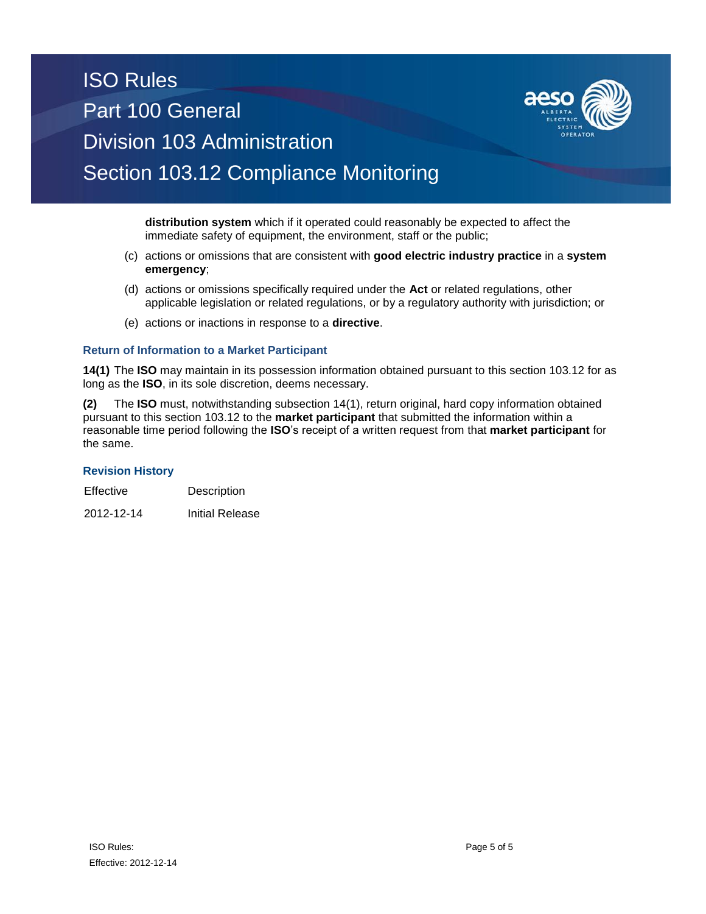**distribution system** which if it operated could reasonably be expected to affect the immediate safety of equipment, the environment, staff or the public;

(c) actions or omissions that are consistent with **good electric industry practice** in a **system emergency**;

(d) actions or omissions specifically required under the **Act** or related regulations, other applicable legislation or related regulations, or by a regulatory authority with jurisdiction; or

(e) actions or inactions in response to a **directive**.

### Return of Information to a Market Participant

**14(1)** The **ISO** may maintain in its possession information obtained pursuant to this section 103.12 for as long as the **ISO**, in its sole discretion, deems necessary.

**(2)** The **ISO** must, notwithstanding subsection 14(1), return original, hard copy information obtained pursuant to this section 103.12 to the **market participant** that submitted the information within a reasonable time period following the **ISO**'s receipt of a written request from that **market participant** for the same.

### Revision History

| Effective | Description |
|---|---|
| 2012-12-14 | Initial Release |